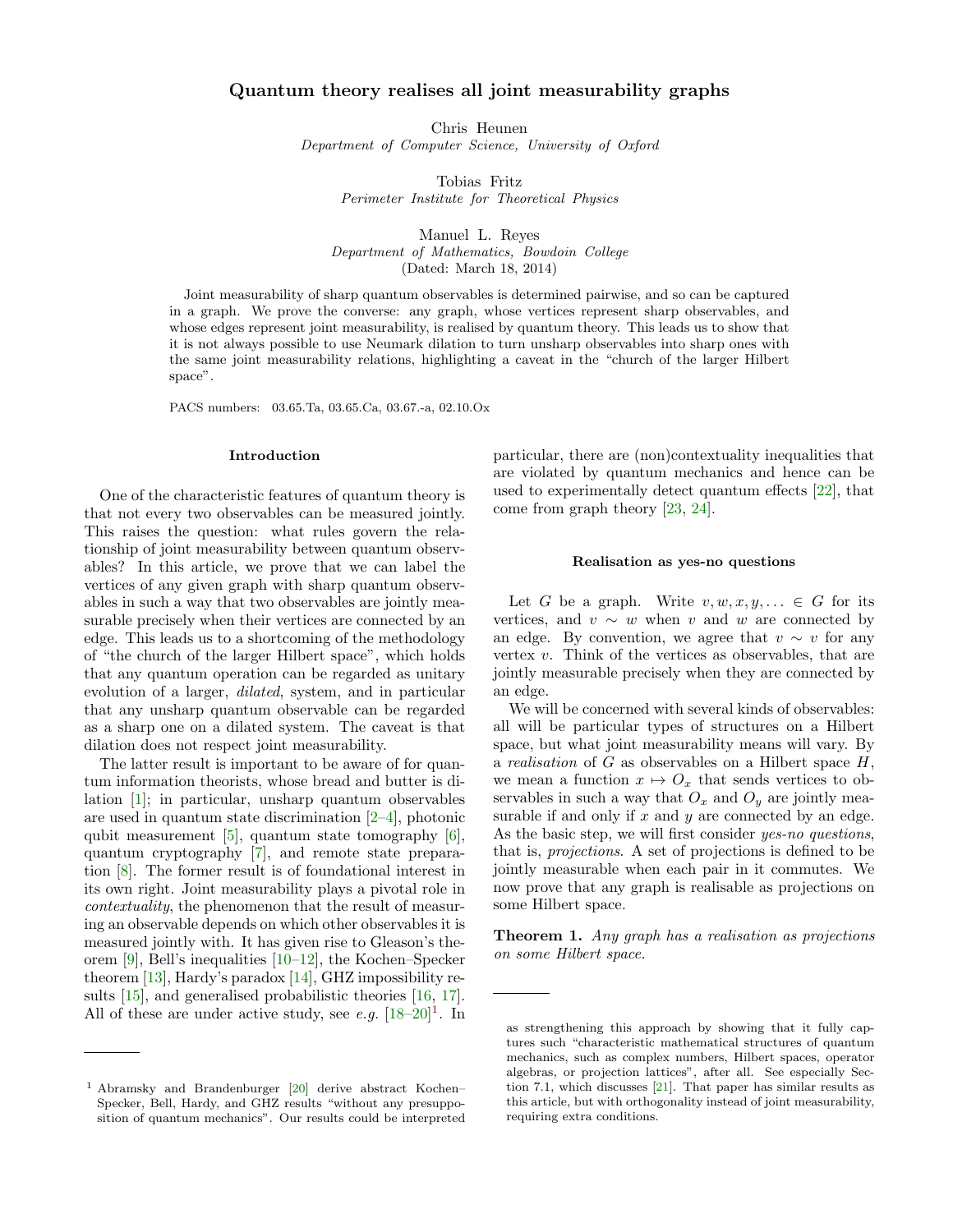# Quantum theory realises all joint measurability graphs

Chris Heunen
*Department of Computer Science, University of Oxford*

Tobias Fritz
*Perimeter Institute for Theoretical Physics*

Manuel L. Reyes
*Department of Mathematics, Bowdoin College*
(Dated: March 18, 2014)

Joint measurability of sharp quantum observables is determined pairwise, and so can be captured in a graph. We prove the converse: any graph, whose vertices represent sharp observables, and whose edges represent joint measurability, is realised by quantum theory. This leads us to show that it is not always possible to use Neumark dilation to turn unsharp observables into sharp ones with the same joint measurability relations, highlighting a caveat in the "church of the larger Hilbert space".

PACS numbers: 03.65.Ta, 03.65.Ca, 03.67.-a, 02.10.Ox

### Introduction

One of the characteristic features of quantum theory is that not every two observables can be measured jointly. This raises the question: what rules govern the relationship of joint measurability between quantum observables? In this article, we prove that we can label the vertices of any given graph with sharp quantum observables in such a way that two observables are jointly measurable precisely when their vertices are connected by an edge. This leads us to a shortcoming of the methodology of "the church of the larger Hilbert space", which holds that any quantum operation can be regarded as unitary evolution of a larger, *dilated*, system, and in particular that any unsharp quantum observable can be regarded as a sharp one on a dilated system. The caveat is that dilation does not respect joint measurability.

The latter result is important to be aware of for quantum information theorists, whose bread and butter is dilation [1]; in particular, unsharp quantum observables are used in quantum state discrimination [2–4], photonic qubit measurement [5], quantum state tomography [6], quantum cryptography [7], and remote state preparation [8]. The former result is of foundational interest in its own right. Joint measurability plays a pivotal role in *contextuality*, the phenomenon that the result of measuring an observable depends on which other observables it is measured jointly with. It has given rise to Gleason's theorem [9], Bell's inequalities [10–12], the Kochen–Specker theorem [13], Hardy's paradox [14], GHZ impossibility results [15], and generalised probabilistic theories [16, 17]. All of these are under active study, see *e.g.* [18–20][1]. In particular, there are (non)contextuality inequalities that are violated by quantum mechanics and hence can be used to experimentally detect quantum effects [22], that come from graph theory [23, 24].

[1] Abramsky and Brandenburger [20] derive abstract Kochen–Specker, Bell, Hardy, and GHZ results "without any presupposition of quantum mechanics". Our results could be interpreted as strengthening this approach by showing that it fully captures such "characteristic mathematical structures of quantum mechanics, such as complex numbers, Hilbert spaces, operator algebras, or projection lattices", after all. See especially Section 7.1, which discusses [21]. That paper has similar results as this article, but with orthogonality instead of joint measurability, requiring extra conditions.

### Realisation as yes-no questions

Let $G$ be a graph. Write $v, w, x, y, \ldots \in G$ for its vertices, and $v \sim w$ when $v$ and $w$ are connected by an edge. By convention, we agree that $v \sim v$ for any vertex $v$. Think of the vertices as observables, that are jointly measurable precisely when they are connected by an edge.

We will be concerned with several kinds of observables: all will be particular types of structures on a Hilbert space, but what joint measurability means will vary. By a *realisation* of $G$ as observables on a Hilbert space $H$, we mean a function $x \mapsto O_x$ that sends vertices to observables in such a way that $O_x$ and $O_y$ are jointly measurable if and only if $x$ and $y$ are connected by an edge. As the basic step, we will first consider *yes-no questions*, that is, *projections*. A set of projections is defined to be jointly measurable when each pair in it commutes. We now prove that any graph is realisable as projections on some Hilbert space.

**Theorem 1.** *Any graph has a realisation as projections on some Hilbert space.*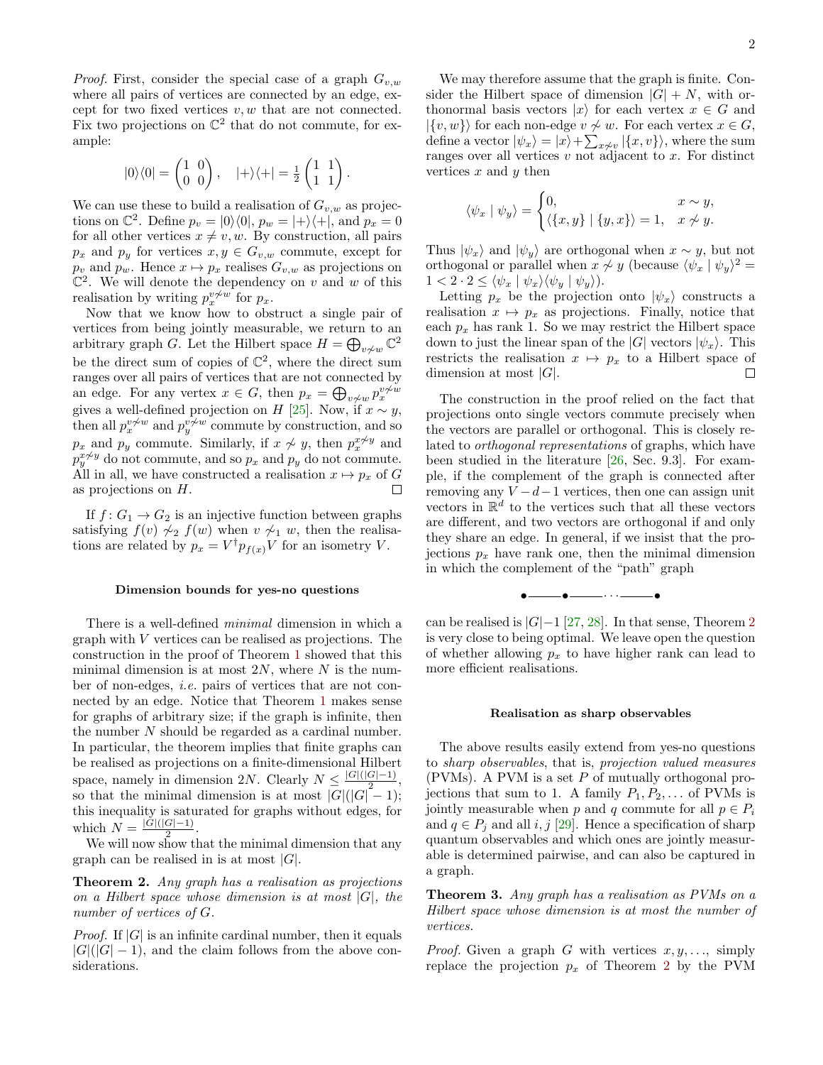*Proof.* First, consider the special case of a graph $G_{v,w}$ where all pairs of vertices are connected by an edge, except for two fixed vertices $v, w$ that are not connected. Fix two projections on $\mathbb{C}^2$ that do not commute, for example:

$$|0\rangle\langle 0| = \begin{pmatrix} 1 & 0 \\ 0 & 0 \end{pmatrix}, \quad |+\rangle\langle +| = \tfrac{1}{2}\begin{pmatrix} 1 & 1 \\ 1 & 1 \end{pmatrix}.$$

We can use these to build a realisation of $G_{v,w}$ as projections on $\mathbb{C}^2$. Define $p_v = |0\rangle\langle 0|$, $p_w = |+\rangle\langle +|$, and $p_x = 0$ for all other vertices $x \neq v, w$. By construction, all pairs $p_x$ and $p_y$ for vertices $x, y \in G_{v,w}$ commute, except for $p_v$ and $p_w$. Hence $x \mapsto p_x$ realises $G_{v,w}$ as projections on $\mathbb{C}^2$. We will denote the dependency on $v$ and $w$ of this realisation by writing $p_x^{v \not\sim w}$ for $p_x$.

Now that we know how to obstruct a single pair of vertices from being jointly measurable, we return to an arbitrary graph $G$. Let the Hilbert space $H = \bigoplus_{v \not\sim w} \mathbb{C}^2$ be the direct sum of copies of $\mathbb{C}^2$, where the direct sum ranges over all pairs of vertices that are not connected by an edge. For any vertex $x \in G$, then $p_x = \bigoplus_{v \not\sim w} p_x^{v \not\sim w}$ gives a well-defined projection on $H$ [25]. Now, if $x \sim y$, then all $p_x^{v \not\sim w}$ and $p_y^{v \not\sim w}$ commute by construction, and so $p_x$ and $p_y$ commute. Similarly, if $x \not\sim y$, then $p_x^{x \not\sim y}$ and $p_y^{x \not\sim y}$ do not commute, and so $p_x$ and $p_y$ do not commute. All in all, we have constructed a realisation $x \mapsto p_x$ of $G$ as projections on $H$. □

If $f\colon G_1 \to G_2$ is an injective function between graphs satisfying $f(v) \not\sim_2 f(w)$ when $v \not\sim_1 w$, then the realisations are related by $p_x = V^\dagger p_{f(x)} V$ for an isometry $V$.

### Dimension bounds for yes-no questions

There is a well-defined *minimal* dimension in which a graph with $V$ vertices can be realised as projections. The construction in the proof of Theorem 1 showed that this minimal dimension is at most $2N$, where $N$ is the number of non-edges, *i.e.* pairs of vertices that are not connected by an edge. Notice that Theorem 1 makes sense for graphs of arbitrary size; if the graph is infinite, then the number $N$ should be regarded as a cardinal number. In particular, the theorem implies that finite graphs can be realised as projections on a finite-dimensional Hilbert space, namely in dimension $2N$. Clearly $N \leq \frac{|G|(|G|-1)}{2}$, so that the minimal dimension is at most $|G|(|G|-1)$; this inequality is saturated for graphs without edges, for which $N = \frac{|G|(|G|-1)}{2}$.

We will now show that the minimal dimension that any graph can be realised in is at most $|G|$.

**Theorem 2.** *Any graph has a realisation as projections on a Hilbert space whose dimension is at most $|G|$, the number of vertices of $G$.*

*Proof.* If $|G|$ is an infinite cardinal number, then it equals $|G|(|G|-1)$, and the claim follows from the above considerations.

We may therefore assume that the graph is finite. Consider the Hilbert space of dimension $|G| + N$, with orthonormal basis vectors $|x\rangle$ for each vertex $x \in G$ and $|\{v, w\}\rangle$ for each non-edge $v \not\sim w$. For each vertex $x \in G$, define a vector $|\psi_x\rangle = |x\rangle + \sum_{x \not\sim v} |\{x, v\}\rangle$, where the sum ranges over all vertices $v$ not adjacent to $x$. For distinct vertices $x$ and $y$ then

$$\langle \psi_x \mid \psi_y \rangle = \begin{cases} 0, & x \sim y, \\ \langle \{x, y\} \mid \{y, x\} \rangle = 1, & x \not\sim y. \end{cases}$$

Thus $|\psi_x\rangle$ and $|\psi_y\rangle$ are orthogonal when $x \sim y$, but not orthogonal or parallel when $x \not\sim y$ (because $\langle \psi_x \mid \psi_y \rangle^2 = 1 < 2 \cdot 2 \leq \langle \psi_x \mid \psi_x \rangle \langle \psi_y \mid \psi_y \rangle$).

Letting $p_x$ be the projection onto $|\psi_x\rangle$ constructs a realisation $x \mapsto p_x$ as projections. Finally, notice that each $p_x$ has rank 1. So we may restrict the Hilbert space down to just the linear span of the $|G|$ vectors $|\psi_x\rangle$. This restricts the realisation $x \mapsto p_x$ to a Hilbert space of dimension at most $|G|$. □

The construction in the proof relied on the fact that projections onto single vectors commute precisely when the vectors are parallel or orthogonal. This is closely related to *orthogonal representations* of graphs, which have been studied in the literature [26, Sec. 9.3]. For example, if the complement of the graph is connected after removing any $V - d - 1$ vertices, then one can assign unit vectors in $\mathbb{R}^d$ to the vertices such that all these vectors are different, and two vectors are orthogonal if and only they share an edge. In general, if we insist that the projections $p_x$ have rank one, then the minimal dimension in which the complement of the "path" graph

•——•——· · ·——•

can be realised is $|G|-1$ [27, 28]. In that sense, Theorem 2 is very close to being optimal. We leave open the question of whether allowing $p_x$ to have higher rank can lead to more efficient realisations.

### Realisation as sharp observables

The above results easily extend from yes-no questions to *sharp observables*, that is, *projection valued measures* (PVMs). A PVM is a set $P$ of mutually orthogonal projections that sum to 1. A family $P_1, P_2, \ldots$ of PVMs is jointly measurable when $p$ and $q$ commute for all $p \in P_i$ and $q \in P_j$ and all $i, j$ [29]. Hence a specification of sharp quantum observables and which ones are jointly measurable is determined pairwise, and can also be captured in a graph.

**Theorem 3.** *Any graph has a realisation as PVMs on a Hilbert space whose dimension is at most the number of vertices.*

*Proof.* Given a graph $G$ with vertices $x, y, \ldots$, simply replace the projection $p_x$ of Theorem 2 by the PVM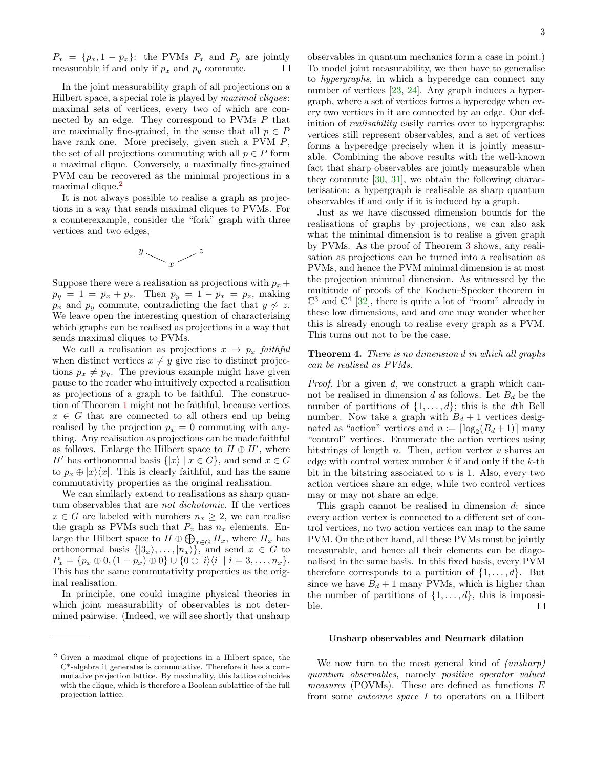$P_x = \{p_x, 1 - p_x\}$: the PVMs $P_x$ and $P_y$ are jointly measurable if and only if $p_x$ and $p_y$ commute. □

In the joint measurability graph of all projections on a Hilbert space, a special role is played by *maximal cliques*: maximal sets of vertices, every two of which are connected by an edge. They correspond to PVMs $P$ that are maximally fine-grained, in the sense that all $p \in P$ have rank one. More precisely, given such a PVM $P$, the set of all projections commuting with all $p \in P$ form a maximal clique. Conversely, a maximally fine-grained PVM can be recovered as the minimal projections in a maximal clique.[2]

It is not always possible to realise a graph as projections in a way that sends maximal cliques to PVMs. For a counterexample, consider the "fork" graph with three vertices and two edges,

$$y - x - z$$

Suppose there were a realisation as projections with $p_x + p_y = 1 = p_x + p_z$. Then $p_y = 1 - p_x = p_z$, making $p_x$ and $p_y$ commute, contradicting the fact that $y \not\sim z$. We leave open the interesting question of characterising which graphs can be realised as projections in a way that sends maximal cliques to PVMs.

We call a realisation as projections $x \mapsto p_x$ *faithful* when distinct vertices $x \neq y$ give rise to distinct projections $p_x \neq p_y$. The previous example might have given pause to the reader who intuitively expected a realisation as projections of a graph to be faithful. The construction of Theorem 1 might not be faithful, because vertices $x \in G$ that are connected to all others end up being realised by the projection $p_x = 0$ commuting with anything. Any realisation as projections can be made faithful as follows. Enlarge the Hilbert space to $H \oplus H'$, where $H'$ has orthonormal basis $\{|x\rangle \mid x \in G\}$, and send $x \in G$ to $p_x \oplus |x\rangle\langle x|$. This is clearly faithful, and has the same commutativity properties as the original realisation.

We can similarly extend to realisations as sharp quantum observables that are *not dichotomic*. If the vertices $x \in G$ are labeled with numbers $n_x \geq 2$, we can realise the graph as PVMs such that $P_x$ has $n_x$ elements. Enlarge the Hilbert space to $H \oplus \bigoplus_{x \in G} H_x$, where $H_x$ has orthonormal basis $\{|3_x\rangle, \ldots, |n_x\rangle\}$, and send $x \in G$ to $P_x = \{p_x \oplus 0, (1 - p_x) \oplus 0\} \cup \{0 \oplus |i\rangle\langle i| \mid i = 3, \ldots, n_x\}$. This has the same commutativity properties as the original realisation.

In principle, one could imagine physical theories in which joint measurability of observables is not determined pairwise. (Indeed, we will see shortly that unsharp observables in quantum mechanics form a case in point.) To model joint measurability, we then have to generalise to *hypergraphs*, in which a hyperedge can connect any number of vertices [23, 24]. Any graph induces a hypergraph, where a set of vertices forms a hyperedge when every two vertices in it are connected by an edge. Our definition of *realisability* easily carries over to hypergraphs: vertices still represent observables, and a set of vertices forms a hyperedge precisely when it is jointly measurable. Combining the above results with the well-known fact that sharp observables are jointly measurable when they commute [30, 31], we obtain the following characterisation: a hypergraph is realisable as sharp quantum observables if and only if it is induced by a graph.

Just as we have discussed dimension bounds for the realisations of graphs by projections, we can also ask what the minimal dimension is to realise a given graph by PVMs. As the proof of Theorem 3 shows, any realisation as projections can be turned into a realisation as PVMs, and hence the PVM minimal dimension is at most the projection minimal dimension. As witnessed by the multitude of proofs of the Kochen–Specker theorem in $\mathbb{C}^3$ and $\mathbb{C}^4$ [32], there is quite a lot of "room" already in these low dimensions, and and one may wonder whether this is already enough to realise every graph as a PVM. This turns out not to be the case.

**Theorem 4.** *There is no dimension $d$ in which all graphs can be realised as PVMs.*

*Proof.* For a given $d$, we construct a graph which cannot be realised in dimension $d$ as follows. Let $B_d$ be the number of partitions of $\{1, \ldots, d\}$; this is the $d$th Bell number. Now take a graph with $B_d + 1$ vertices designated as "action" vertices and $n := \lceil \log_2(B_d + 1) \rceil$ many "control" vertices. Enumerate the action vertices using bitstrings of length $n$. Then, action vertex $v$ shares an edge with control vertex number $k$ if and only if the $k$-th bit in the bitstring associated to $v$ is 1. Also, every two action vertices share an edge, while two control vertices may or may not share an edge.

This graph cannot be realised in dimension $d$: since every action vertex is connected to a different set of control vertices, no two action vertices can map to the same PVM. On the other hand, all these PVMs must be jointly measurable, and hence all their elements can be diagonalised in the same basis. In this fixed basis, every PVM therefore corresponds to a partition of $\{1, \ldots, d\}$. But since we have $B_d + 1$ many PVMs, which is higher than the number of partitions of $\{1, \ldots, d\}$, this is impossible. □

### Unsharp observables and Neumark dilation

We now turn to the most general kind of *(unsharp) quantum observables*, namely *positive operator valued measures* (POVMs). These are defined as functions $E$ from some *outcome space* $I$ to operators on a Hilbert

[2] Given a maximal clique of projections in a Hilbert space, the C*-algebra it generates is commutative. Therefore it has a commutative projection lattice. By maximality, this lattice coincides with the clique, which is therefore a Boolean sublattice of the full projection lattice.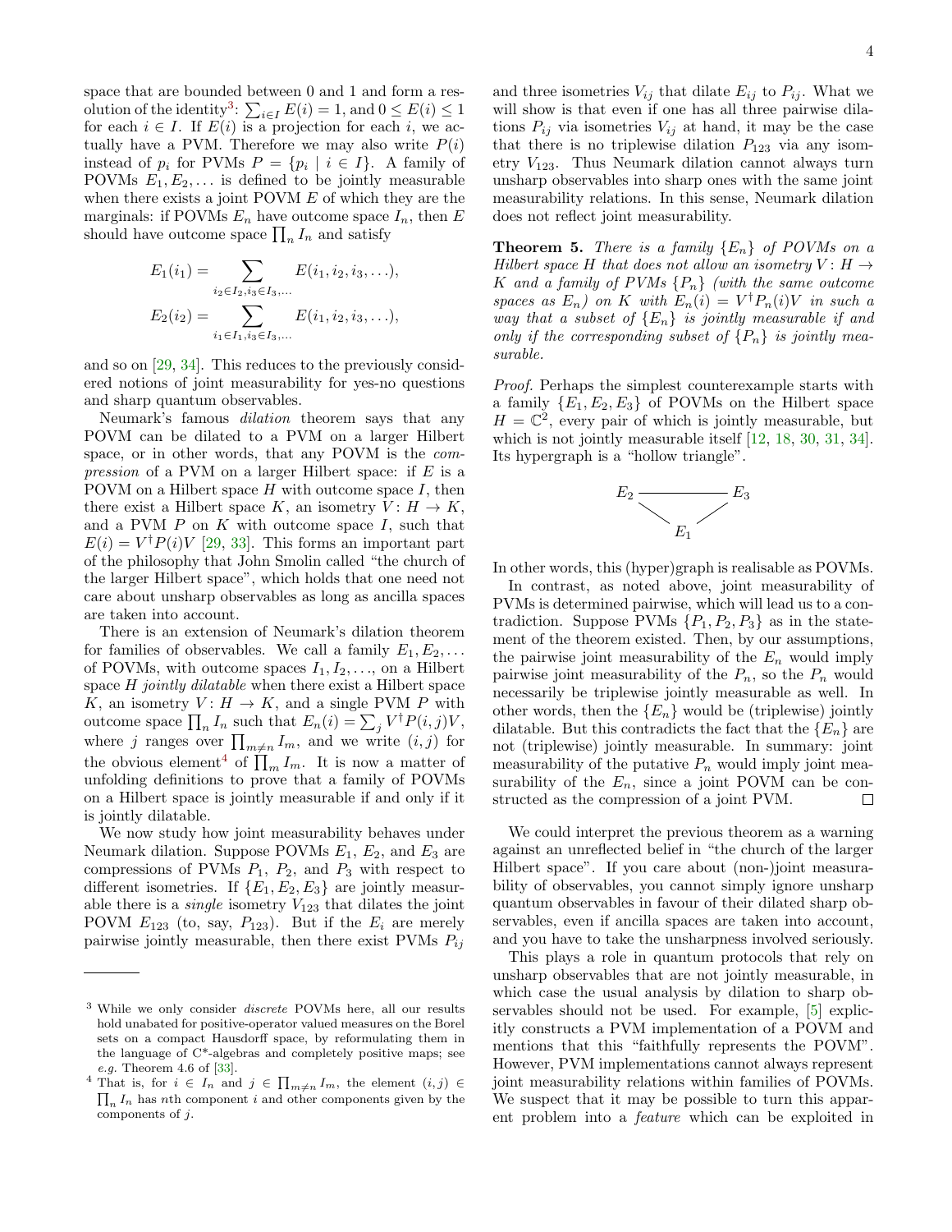space that are bounded between 0 and 1 and form a resolution of the identity[3]: $\sum_{i\in I} E(i) = 1$, and $0 \leq E(i) \leq 1$ for each $i \in I$. If $E(i)$ is a projection for each $i$, we actually have a PVM. Therefore we may also write $P(i)$ instead of $p_i$ for PVMs $P = \{p_i \mid i \in I\}$. A family of POVMs $E_1, E_2, \ldots$ is defined to be jointly measurable when there exists a joint POVM $E$ of which they are the marginals: if POVMs $E_n$ have outcome space $I_n$, then $E$ should have outcome space $\prod_n I_n$ and satisfy

$$E_1(i_1) = \sum_{i_2 \in I_2, i_3 \in I_3, \ldots} E(i_1, i_2, i_3, \ldots),$$

$$E_2(i_2) = \sum_{i_1 \in I_1, i_3 \in I_3, \ldots} E(i_1, i_2, i_3, \ldots),$$

and so on [29, 34]. This reduces to the previously considered notions of joint measurability for yes-no questions and sharp quantum observables.

Neumark's famous *dilation* theorem says that any POVM can be dilated to a PVM on a larger Hilbert space, or in other words, that any POVM is the *compression* of a PVM on a larger Hilbert space: if $E$ is a POVM on a Hilbert space $H$ with outcome space $I$, then there exist a Hilbert space $K$, an isometry $V: H \to K$, and a PVM $P$ on $K$ with outcome space $I$, such that $E(i) = V^\dagger P(i) V$ [29, 33]. This forms an important part of the philosophy that John Smolin called "the church of the larger Hilbert space", which holds that one need not care about unsharp observables as long as ancilla spaces are taken into account.

There is an extension of Neumark's dilation theorem for families of observables. We call a family $E_1, E_2, \ldots$ of POVMs, with outcome spaces $I_1, I_2, \ldots$, on a Hilbert space $H$ *jointly dilatable* when there exist a Hilbert space $K$, an isometry $V: H \to K$, and a single PVM $P$ with outcome space $\prod_n I_n$ such that $E_n(i) = \sum_j V^\dagger P(i,j) V$, where $j$ ranges over $\prod_{m\neq n} I_m$, and we write $(i,j)$ for the obvious element[4] of $\prod_m I_m$. It is now a matter of unfolding definitions to prove that a family of POVMs on a Hilbert space is jointly measurable if and only if it is jointly dilatable.

We now study how joint measurability behaves under Neumark dilation. Suppose POVMs $E_1$, $E_2$, and $E_3$ are compressions of PVMs $P_1$, $P_2$, and $P_3$ with respect to different isometries. If $\{E_1, E_2, E_3\}$ are jointly measurable there is a *single* isometry $V_{123}$ that dilates the joint POVM $E_{123}$ (to, say, $P_{123}$). But if the $E_i$ are merely pairwise jointly measurable, then there exist PVMs $P_{ij}$ and three isometries $V_{ij}$ that dilate $E_{ij}$ to $P_{ij}$. What we will show is that even if one has all three pairwise dilations $P_{ij}$ via isometries $V_{ij}$ at hand, it may be the case that there is no triplewise dilation $P_{123}$ via any isometry $V_{123}$. Thus Neumark dilation cannot always turn unsharp observables into sharp ones with the same joint measurability relations. In this sense, Neumark dilation does not reflect joint measurability.

**Theorem 5.** *There is a family $\{E_n\}$ of POVMs on a Hilbert space $H$ that does not allow an isometry $V: H \to K$ and a family of PVMs $\{P_n\}$ (with the same outcome spaces as $E_n$) on $K$ with $E_n(i) = V^\dagger P_n(i) V$ in such a way that a subset of $\{E_n\}$ is jointly measurable if and only if the corresponding subset of $\{P_n\}$ is jointly measurable.*

*Proof.* Perhaps the simplest counterexample starts with a family $\{E_1, E_2, E_3\}$ of POVMs on the Hilbert space $H = \mathbb{C}^2$, every pair of which is jointly measurable, but which is not jointly measurable itself [12, 18, 30, 31, 34]. Its hypergraph is a "hollow triangle".

$$E_2 \text{———} E_3, \quad E_2 \text{—} E_1, \quad E_3 \text{—} E_1$$

In other words, this (hyper)graph is realisable as POVMs.

In contrast, as noted above, joint measurability of PVMs is determined pairwise, which will lead us to a contradiction. Suppose PVMs $\{P_1, P_2, P_3\}$ as in the statement of the theorem existed. Then, by our assumptions, the pairwise joint measurability of the $E_n$ would imply pairwise joint measurability of the $P_n$, so the $P_n$ would necessarily be triplewise jointly measurable as well. In other words, then the $\{E_n\}$ would be (triplewise) jointly dilatable. But this contradicts the fact that the $\{E_n\}$ are not (triplewise) jointly measurable. In summary: joint measurability of the putative $P_n$ would imply joint measurability of the $E_n$, since a joint POVM can be constructed as the compression of a joint PVM. ∎

We could interpret the previous theorem as a warning against an unreflected belief in "the church of the larger Hilbert space". If you care about (non-)joint measurability of observables, you cannot simply ignore unsharp quantum observables in favour of their dilated sharp observables, even if ancilla spaces are taken into account, and you have to take the unsharpness involved seriously.

This plays a role in quantum protocols that rely on unsharp observables that are not jointly measurable, in which case the usual analysis by dilation to sharp observables should not be used. For example, [5] explicitly constructs a PVM implementation of a POVM and mentions that this "faithfully represents the POVM". However, PVM implementations cannot always represent joint measurability relations within families of POVMs. We suspect that it may be possible to turn this apparent problem into a *feature* which can be exploited in

---

[3] While we only consider *discrete* POVMs here, all our results hold unabated for positive-operator valued measures on the Borel sets on a compact Hausdorff space, by reformulating them in the language of C*-algebras and completely positive maps; see *e.g.* Theorem 4.6 of [33].

[4] That is, for $i \in I_n$ and $j \in \prod_{m\neq n} I_m$, the element $(i,j) \in \prod_n I_n$ has $n$th component $i$ and other components given by the components of $j$.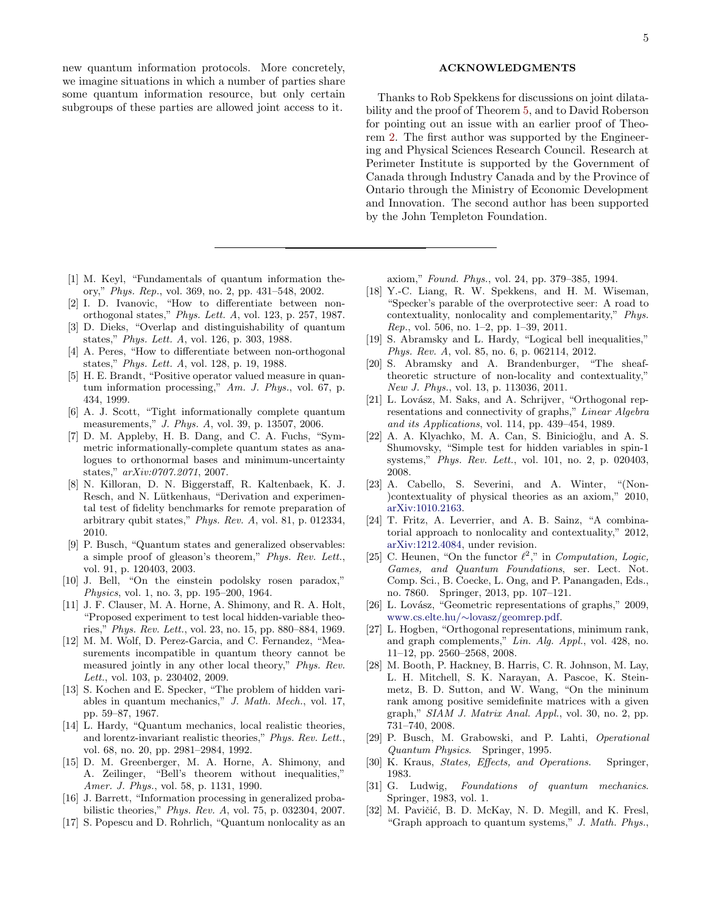new quantum information protocols. More concretely, we imagine situations in which a number of parties share some quantum information resource, but only certain subgroups of these parties are allowed joint access to it.

## ACKNOWLEDGMENTS

Thanks to Rob Spekkens for discussions on joint dilatability and the proof of Theorem 5, and to David Roberson for pointing out an issue with an earlier proof of Theorem 2. The first author was supported by the Engineering and Physical Sciences Research Council. Research at Perimeter Institute is supported by the Government of Canada through Industry Canada and by the Province of Ontario through the Ministry of Economic Development and Innovation. The second author has been supported by the John Templeton Foundation.

---

[1] M. Keyl, "Fundamentals of quantum information theory," *Phys. Rep.*, vol. 369, no. 2, pp. 431–548, 2002.

[2] I. D. Ivanovic, "How to differentiate between non-orthogonal states," *Phys. Lett. A*, vol. 123, p. 257, 1987.

[3] D. Dieks, "Overlap and distinguishability of quantum states," *Phys. Lett. A*, vol. 126, p. 303, 1988.

[4] A. Peres, "How to differentiate between non-orthogonal states," *Phys. Lett. A*, vol. 128, p. 19, 1988.

[5] H. E. Brandt, "Positive operator valued measure in quantum information processing," *Am. J. Phys.*, vol. 67, p. 434, 1999.

[6] A. J. Scott, "Tight informationally complete quantum measurements," *J. Phys. A*, vol. 39, p. 13507, 2006.

[7] D. M. Appleby, H. B. Dang, and C. A. Fuchs, "Symmetric informationally-complete quantum states as analogues to orthonormal bases and minimum-uncertainty states," *arXiv:0707.2071*, 2007.

[8] N. Killoran, D. N. Biggerstaff, R. Kaltenbaek, K. J. Resch, and N. Lütkenhaus, "Derivation and experimental test of fidelity benchmarks for remote preparation of arbitrary qubit states," *Phys. Rev. A*, vol. 81, p. 012334, 2010.

[9] P. Busch, "Quantum states and generalized observables: a simple proof of gleason's theorem," *Phys. Rev. Lett.*, vol. 91, p. 120403, 2003.

[10] J. Bell, "On the einstein podolsky rosen paradox," *Physics*, vol. 1, no. 3, pp. 195–200, 1964.

[11] J. F. Clauser, M. A. Horne, A. Shimony, and R. A. Holt, "Proposed experiment to test local hidden-variable theories," *Phys. Rev. Lett.*, vol. 23, no. 15, pp. 880–884, 1969.

[12] M. M. Wolf, D. Perez-Garcia, and C. Fernandez, "Measurements incompatible in quantum theory cannot be measured jointly in any other local theory," *Phys. Rev. Lett.*, vol. 103, p. 230402, 2009.

[13] S. Kochen and E. Specker, "The problem of hidden variables in quantum mechanics," *J. Math. Mech.*, vol. 17, pp. 59–87, 1967.

[14] L. Hardy, "Quantum mechanics, local realistic theories, and lorentz-invariant realistic theories," *Phys. Rev. Lett.*, vol. 68, no. 20, pp. 2981–2984, 1992.

[15] D. M. Greenberger, M. A. Horne, A. Shimony, and A. Zeilinger, "Bell's theorem without inequalities," *Amer. J. Phys.*, vol. 58, p. 1131, 1990.

[16] J. Barrett, "Information processing in generalized probabilistic theories," *Phys. Rev. A*, vol. 75, p. 032304, 2007.

[17] S. Popescu and D. Rohrlich, "Quantum nonlocality as an axiom," *Found. Phys.*, vol. 24, pp. 379–385, 1994.

[18] Y.-C. Liang, R. W. Spekkens, and H. M. Wiseman, "Specker's parable of the overprotective seer: A road to contextuality, nonlocality and complementarity," *Phys. Rep.*, vol. 506, no. 1–2, pp. 1–39, 2011.

[19] S. Abramsky and L. Hardy, "Logical bell inequalities," *Phys. Rev. A*, vol. 85, no. 6, p. 062114, 2012.

[20] S. Abramsky and A. Brandenburger, "The sheaf-theoretic structure of non-locality and contextuality," *New J. Phys.*, vol. 13, p. 113036, 2011.

[21] L. Lovász, M. Saks, and A. Schrijver, "Orthogonal representations and connectivity of graphs," *Linear Algebra and its Applications*, vol. 114, pp. 439–454, 1989.

[22] A. A. Klyachko, M. A. Can, S. Binicioğlu, and A. S. Shumovsky, "Simple test for hidden variables in spin-1 systems," *Phys. Rev. Lett.*, vol. 101, no. 2, p. 020403, 2008.

[23] A. Cabello, S. Severini, and A. Winter, "(Non-)contextuality of physical theories as an axiom," 2010, arXiv:1010.2163.

[24] T. Fritz, A. Leverrier, and A. B. Sainz, "A combinatorial approach to nonlocality and contextuality," 2012, arXiv:1212.4084, under revision.

[25] C. Heunen, "On the functor $\ell^2$," in *Computation, Logic, Games, and Quantum Foundations*, ser. Lect. Not. Comp. Sci., B. Coecke, L. Ong, and P. Panangaden, Eds., no. 7860. Springer, 2013, pp. 107–121.

[26] L. Lovász, "Geometric representations of graphs," 2009, www.cs.elte.hu/∼lovasz/geomrep.pdf.

[27] L. Hogben, "Orthogonal representations, minimum rank, and graph complements," *Lin. Alg. Appl.*, vol. 428, no. 11–12, pp. 2560–2568, 2008.

[28] M. Booth, P. Hackney, B. Harris, C. R. Johnson, M. Lay, L. H. Mitchell, S. K. Narayan, A. Pascoe, K. Steinmetz, B. D. Sutton, and W. Wang, "On the mininum rank among positive semidefinite matrices with a given graph," *SIAM J. Matrix Anal. Appl.*, vol. 30, no. 2, pp. 731–740, 2008.

[29] P. Busch, M. Grabowski, and P. Lahti, *Operational Quantum Physics*. Springer, 1995.

[30] K. Kraus, *States, Effects, and Operations*. Springer, 1983.

[31] G. Ludwig, *Foundations of quantum mechanics*. Springer, 1983, vol. 1.

[32] M. Pavičić, B. D. McKay, N. D. Megill, and K. Fresl, "Graph approach to quantum systems," *J. Math. Phys.*,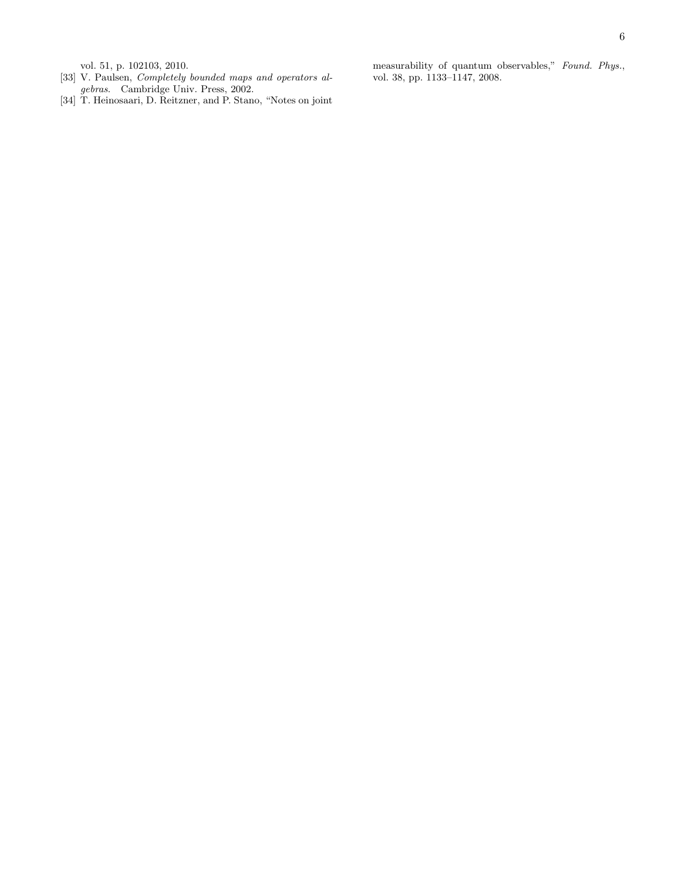vol. 51, p. 102103, 2010.

[33] V. Paulsen, *Completely bounded maps and operators algebras.* Cambridge Univ. Press, 2002.

[34] T. Heinosaari, D. Reitzner, and P. Stano, "Notes on joint measurability of quantum observables," *Found. Phys.*, vol. 38, pp. 1133–1147, 2008.